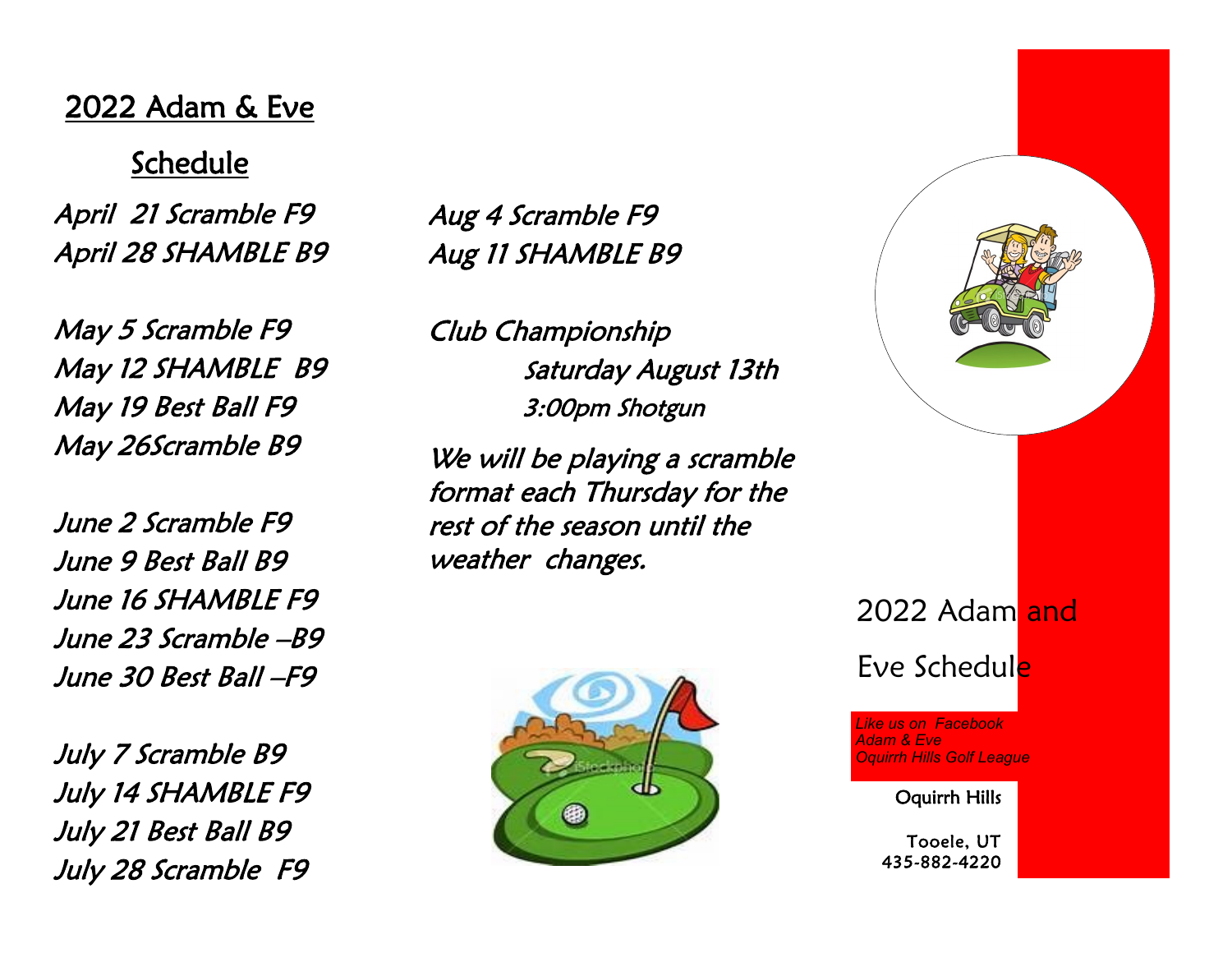# 2022 Adam & Eve

## Schedule

April 21 Scramble F9
April 28 SHAMBLE B9

May 5 Scramble F9
May 12 SHAMBLE B9
May 19 Best Ball F9
May 26Scramble B9

June 2 Scramble F9
June 9 Best Ball B9
June 16 SHAMBLE F9
June 23 Scramble –B9
June 30 Best Ball –F9

July 7 Scramble B9
July 14 SHAMBLE F9
July 21 Best Ball B9
July 28 Scramble F9

Aug 4 Scramble F9
Aug 11 SHAMBLE B9

Club Championship
Saturday August 13th
3:00pm Shotgun

We will be playing a scramble format each Thursday for the rest of the season until the weather changes.

# 2022 Adam and Eve Schedule

*Like us on Facebook*
*Adam & Eve*
*Oquirrh Hills Golf League*

Oquirrh Hills

Tooele, UT
435-882-4220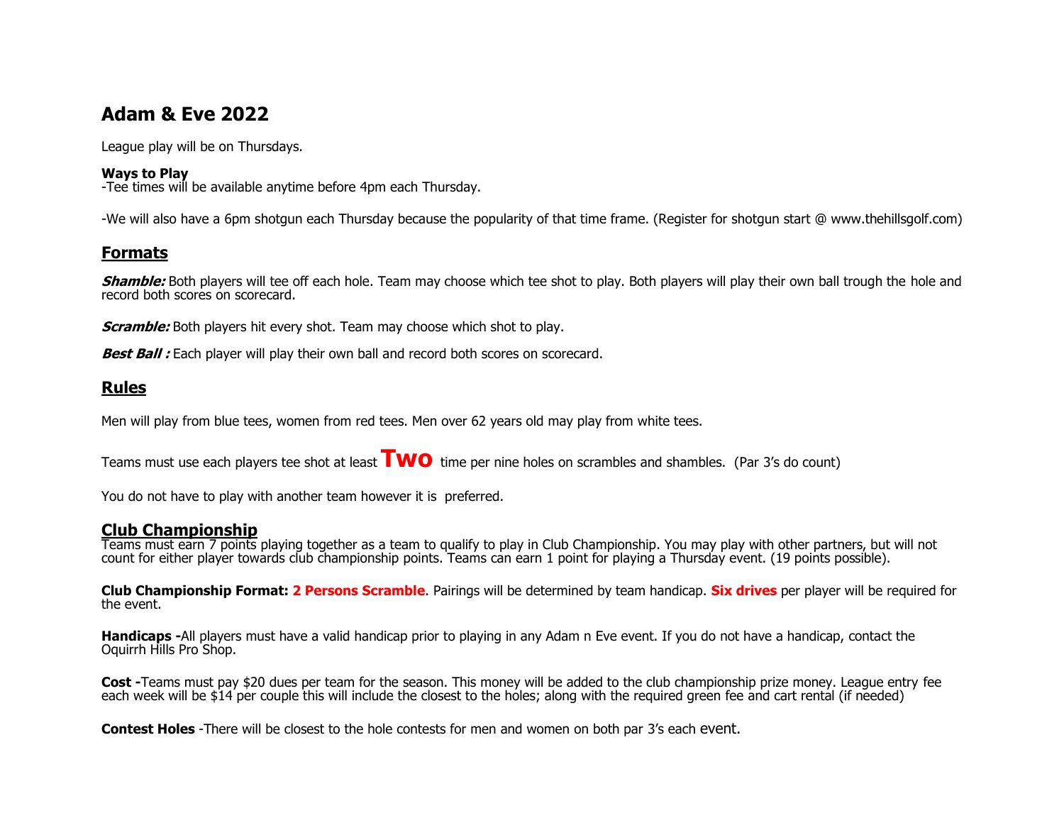# Adam & Eve 2022

League play will be on Thursdays.

**Ways to Play**
-Tee times will be available anytime before 4pm each Thursday.

-We will also have a 6pm shotgun each Thursday because the popularity of that time frame. (Register for shotgun start @ www.thehillsgolf.com)

## Formats

***Shamble:*** Both players will tee off each hole. Team may choose which tee shot to play. Both players will play their own ball trough the hole and record both scores on scorecard.

***Scramble:*** Both players hit every shot. Team may choose which shot to play.

***Best Ball :*** Each player will play their own ball and record both scores on scorecard.

## Rules

Men will play from blue tees, women from red tees. Men over 62 years old may play from white tees.

Teams must use each players tee shot at least **Two** time per nine holes on scrambles and shambles. (Par 3's do count)

You do not have to play with another team however it is preferred.

## Club Championship

Teams must earn 7 points playing together as a team to qualify to play in Club Championship. You may play with other partners, but will not count for either player towards club championship points. Teams can earn 1 point for playing a Thursday event. (19 points possible).

**Club Championship Format:** **2 Persons Scramble**. Pairings will be determined by team handicap. **Six drives** per player will be required for the event.

**Handicaps -**All players must have a valid handicap prior to playing in any Adam n Eve event. If you do not have a handicap, contact the Oquirrh Hills Pro Shop.

**Cost -**Teams must pay $20 dues per team for the season. This money will be added to the club championship prize money. League entry fee each week will be $14 per couple this will include the closest to the holes; along with the required green fee and cart rental (if needed)

**Contest Holes** -There will be closest to the hole contests for men and women on both par 3's each event.